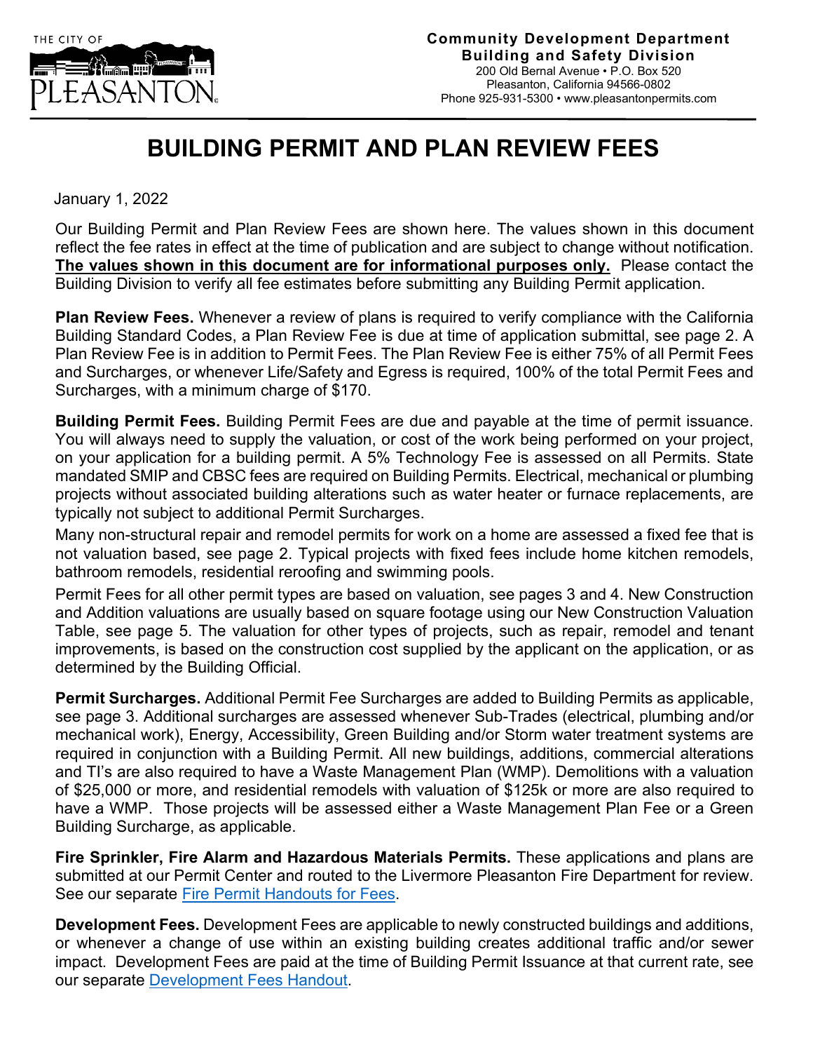THE CITY OF PLEASANTON

**Community Development Department**
**Building and Safety Division**
200 Old Bernal Avenue • P.O. Box 520
Pleasanton, California 94566-0802
Phone 925-931-5300 • www.pleasantonpermits.com

# BUILDING PERMIT AND PLAN REVIEW FEES

January 1, 2022

Our Building Permit and Plan Review Fees are shown here. The values shown in this document reflect the fee rates in effect at the time of publication and are subject to change without notification. **The values shown in this document are for informational purposes only.** Please contact the Building Division to verify all fee estimates before submitting any Building Permit application.

**Plan Review Fees.** Whenever a review of plans is required to verify compliance with the California Building Standard Codes, a Plan Review Fee is due at time of application submittal, see page 2. A Plan Review Fee is in addition to Permit Fees. The Plan Review Fee is either 75% of all Permit Fees and Surcharges, or whenever Life/Safety and Egress is required, 100% of the total Permit Fees and Surcharges, with a minimum charge of $170.

**Building Permit Fees.** Building Permit Fees are due and payable at the time of permit issuance. You will always need to supply the valuation, or cost of the work being performed on your project, on your application for a building permit. A 5% Technology Fee is assessed on all Permits. State mandated SMIP and CBSC fees are required on Building Permits. Electrical, mechanical or plumbing projects without associated building alterations such as water heater or furnace replacements, are typically not subject to additional Permit Surcharges.

Many non-structural repair and remodel permits for work on a home are assessed a fixed fee that is not valuation based, see page 2. Typical projects with fixed fees include home kitchen remodels, bathroom remodels, residential reroofing and swimming pools.

Permit Fees for all other permit types are based on valuation, see pages 3 and 4. New Construction and Addition valuations are usually based on square footage using our New Construction Valuation Table, see page 5. The valuation for other types of projects, such as repair, remodel and tenant improvements, is based on the construction cost supplied by the applicant on the application, or as determined by the Building Official.

**Permit Surcharges.** Additional Permit Fee Surcharges are added to Building Permits as applicable, see page 3. Additional surcharges are assessed whenever Sub-Trades (electrical, plumbing and/or mechanical work), Energy, Accessibility, Green Building and/or Storm water treatment systems are required in conjunction with a Building Permit. All new buildings, additions, commercial alterations and TI's are also required to have a Waste Management Plan (WMP). Demolitions with a valuation of $25,000 or more, and residential remodels with valuation of $125k or more are also required to have a WMP. Those projects will be assessed either a Waste Management Plan Fee or a Green Building Surcharge, as applicable.

**Fire Sprinkler, Fire Alarm and Hazardous Materials Permits.** These applications and plans are submitted at our Permit Center and routed to the Livermore Pleasanton Fire Department for review. See our separate Fire Permit Handouts for Fees.

**Development Fees.** Development Fees are applicable to newly constructed buildings and additions, or whenever a change of use within an existing building creates additional traffic and/or sewer impact. Development Fees are paid at the time of Building Permit Issuance at that current rate, see our separate Development Fees Handout.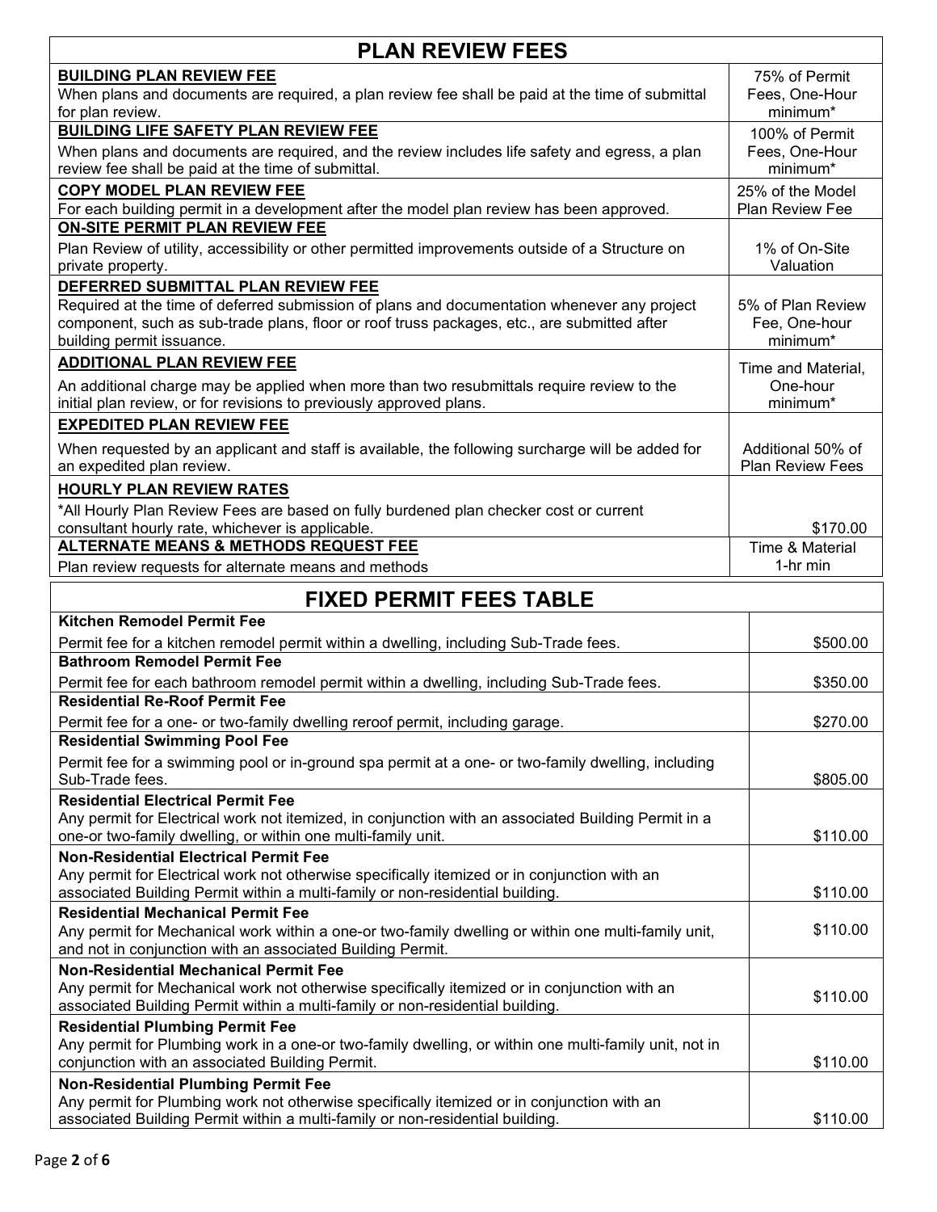## PLAN REVIEW FEES

| Fee | Amount |
|---|---|
| **BUILDING PLAN REVIEW FEE**<br>When plans and documents are required, a plan review fee shall be paid at the time of submittal for plan review. | 75% of Permit Fees, One-Hour minimum* |
| **BUILDING LIFE SAFETY PLAN REVIEW FEE**<br>When plans and documents are required, and the review includes life safety and egress, a plan review fee shall be paid at the time of submittal. | 100% of Permit Fees, One-Hour minimum* |
| **COPY MODEL PLAN REVIEW FEE**<br>For each building permit in a development after the model plan review has been approved. | 25% of the Model Plan Review Fee |
| **ON-SITE PERMIT PLAN REVIEW FEE**<br>Plan Review of utility, accessibility or other permitted improvements outside of a Structure on private property. | 1% of On-Site Valuation |
| **DEFERRED SUBMITTAL PLAN REVIEW FEE**<br>Required at the time of deferred submission of plans and documentation whenever any project component, such as sub-trade plans, floor or roof truss packages, etc., are submitted after building permit issuance. | 5% of Plan Review Fee, One-hour minimum* |
| **ADDITIONAL PLAN REVIEW FEE**<br>An additional charge may be applied when more than two resubmittals require review to the initial plan review, or for revisions to previously approved plans. | Time and Material, One-hour minimum* |
| **EXPEDITED PLAN REVIEW FEE**<br>When requested by an applicant and staff is available, the following surcharge will be added for an expedited plan review. | Additional 50% of Plan Review Fees |
| **HOURLY PLAN REVIEW RATES**<br>*All Hourly Plan Review Fees are based on fully burdened plan checker cost or current consultant hourly rate, whichever is applicable. | $170.00 |
| **ALTERNATE MEANS & METHODS REQUEST FEE**<br>Plan review requests for alternate means and methods | Time & Material 1-hr min |

## FIXED PERMIT FEES TABLE

| Fee | Amount |
|---|---|
| **Kitchen Remodel Permit Fee**<br>Permit fee for a kitchen remodel permit within a dwelling, including Sub-Trade fees. | $500.00 |
| **Bathroom Remodel Permit Fee**<br>Permit fee for each bathroom remodel permit within a dwelling, including Sub-Trade fees. | $350.00 |
| **Residential Re-Roof Permit Fee**<br>Permit fee for a one- or two-family dwelling reroof permit, including garage. | $270.00 |
| **Residential Swimming Pool Fee**<br>Permit fee for a swimming pool or in-ground spa permit at a one- or two-family dwelling, including Sub-Trade fees. | $805.00 |
| **Residential Electrical Permit Fee**<br>Any permit for Electrical work not itemized, in conjunction with an associated Building Permit in a one-or two-family dwelling, or within one multi-family unit. | $110.00 |
| **Non-Residential Electrical Permit Fee**<br>Any permit for Electrical work not otherwise specifically itemized or in conjunction with an associated Building Permit within a multi-family or non-residential building. | $110.00 |
| **Residential Mechanical Permit Fee**<br>Any permit for Mechanical work within a one-or two-family dwelling or within one multi-family unit, and not in conjunction with an associated Building Permit. | $110.00 |
| **Non-Residential Mechanical Permit Fee**<br>Any permit for Mechanical work not otherwise specifically itemized or in conjunction with an associated Building Permit within a multi-family or non-residential building. | $110.00 |
| **Residential Plumbing Permit Fee**<br>Any permit for Plumbing work in a one-or two-family dwelling, or within one multi-family unit, not in conjunction with an associated Building Permit. | $110.00 |
| **Non-Residential Plumbing Permit Fee**<br>Any permit for Plumbing work not otherwise specifically itemized or in conjunction with an associated Building Permit within a multi-family or non-residential building. | $110.00 |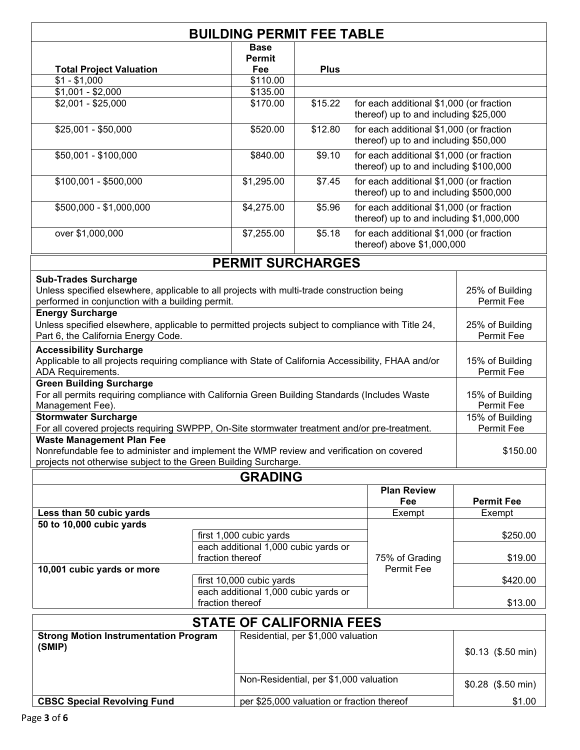## BUILDING PERMIT FEE TABLE

| Total Project Valuation | Base Permit Fee | Plus | |
|---|---|---|---|
| $1 - $1,000 | $110.00 | | |
| $1,001 - $2,000 | $135.00 | | |
| $2,001 - $25,000 | $170.00 | $15.22 | for each additional $1,000 (or fraction thereof) up to and including $25,000 |
| $25,001 - $50,000 | $520.00 | $12.80 | for each additional $1,000 (or fraction thereof) up to and including $50,000 |
| $50,001 - $100,000 | $840.00 | $9.10 | for each additional $1,000 (or fraction thereof) up to and including $100,000 |
| $100,001 - $500,000 | $1,295.00 | $7.45 | for each additional $1,000 (or fraction thereof) up to and including $500,000 |
| $500,000 - $1,000,000 | $4,275.00 | $5.96 | for each additional $1,000 (or fraction thereof) up to and including $1,000,000 |
| over $1,000,000 | $7,255.00 | $5.18 | for each additional $1,000 (or fraction thereof) above $1,000,000 |

## PERMIT SURCHARGES

| | |
|---|---|
| **Sub-Trades Surcharge**<br>Unless specified elsewhere, applicable to all projects with multi-trade construction being performed in conjunction with a building permit. | 25% of Building Permit Fee |
| **Energy Surcharge**<br>Unless specified elsewhere, applicable to permitted projects subject to compliance with Title 24, Part 6, the California Energy Code. | 25% of Building Permit Fee |
| **Accessibility Surcharge**<br>Applicable to all projects requiring compliance with State of California Accessibility, FHAA and/or ADA Requirements. | 15% of Building Permit Fee |
| **Green Building Surcharge**<br>For all permits requiring compliance with California Green Building Standards (Includes Waste Management Fee). | 15% of Building Permit Fee |
| **Stormwater Surcharge**<br>For all covered projects requiring SWPPP, On-Site stormwater treatment and/or pre-treatment. | 15% of Building Permit Fee |
| **Waste Management Plan Fee**<br>Nonrefundable fee to administer and implement the WMP review and verification on covered projects not otherwise subject to the Green Building Surcharge. | $150.00 |

## GRADING

| | | Plan Review Fee | Permit Fee |
|---|---|---|---|
| **Less than 50 cubic yards** | | Exempt | Exempt |
| **50 to 10,000 cubic yards** | first 1,000 cubic yards | 75% of Grading Permit Fee | $250.00 |
| | each additional 1,000 cubic yards or fraction thereof | | $19.00 |
| **10,001 cubic yards or more** | first 10,000 cubic yards | | $420.00 |
| | each additional 1,000 cubic yards or fraction thereof | | $13.00 |

## STATE OF CALIFORNIA FEES

| | | |
|---|---|---|
| **Strong Motion Instrumentation Program (SMIP)** | Residential, per $1,000 valuation | $0.13 ($.50 min) |
| | Non-Residential, per $1,000 valuation | $0.28 ($.50 min) |
| **CBSC Special Revolving Fund** | per $25,000 valuation or fraction thereof | $1.00 |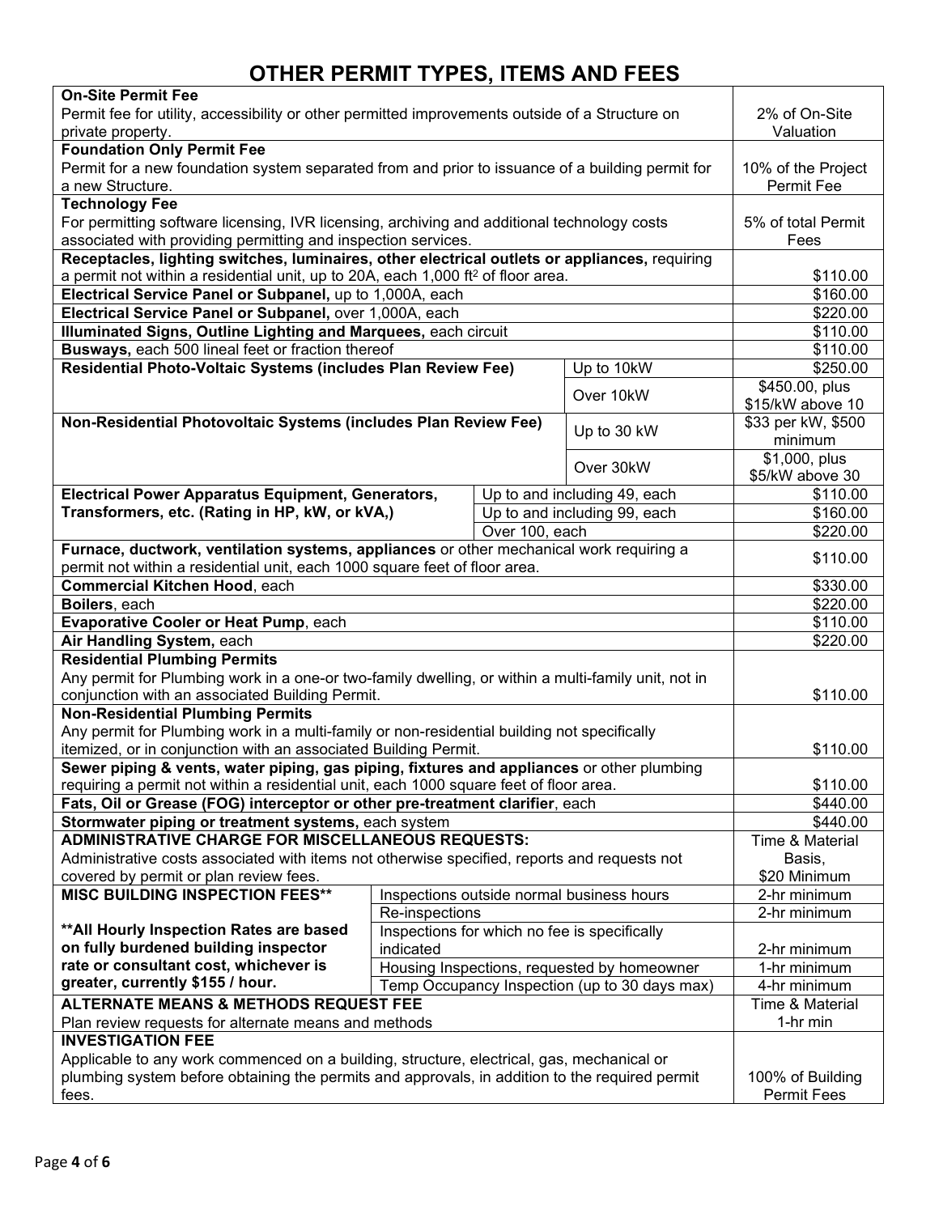# OTHER PERMIT TYPES, ITEMS AND FEES

| Item | | | Fee |
|---|---|---|---|
| **On-Site Permit Fee**<br>Permit fee for utility, accessibility or other permitted improvements outside of a Structure on private property. | | | 2% of On-Site Valuation |
| **Foundation Only Permit Fee**<br>Permit for a new foundation system separated from and prior to issuance of a building permit for a new Structure. | | | 10% of the Project Permit Fee |
| **Technology Fee**<br>For permitting software licensing, IVR licensing, archiving and additional technology costs associated with providing permitting and inspection services. | | | 5% of total Permit Fees |
| **Receptacles, lighting switches, luminaires, other electrical outlets or appliances,** requiring a permit not within a residential unit, up to 20A, each 1,000 $ft^2$ of floor area. | | | $110.00 |
| **Electrical Service Panel or Subpanel,** up to 1,000A, each | | | $160.00 |
| **Electrical Service Panel or Subpanel,** over 1,000A, each | | | $220.00 |
| **Illuminated Signs, Outline Lighting and Marquees,** each circuit | | | $110.00 |
| **Busways,** each 500 lineal feet or fraction thereof | | | $110.00 |
| **Residential Photo-Voltaic Systems (includes Plan Review Fee)** | | Up to 10kW | $250.00 |
| | | Over 10kW | $450.00, plus $15/kW above 10 |
| **Non-Residential Photovoltaic Systems (includes Plan Review Fee)** | | Up to 30 kW | $33 per kW, $500 minimum |
| | | Over 30kW | $1,000, plus $5/kW above 30 |
| **Electrical Power Apparatus Equipment, Generators, Transformers, etc. (Rating in HP, kW, or kVA,)** | Up to and including 49, each | | $110.00 |
| | Up to and including 99, each | | $160.00 |
| | Over 100, each | | $220.00 |
| **Furnace, ductwork, ventilation systems, appliances** or other mechanical work requiring a permit not within a residential unit, each 1000 square feet of floor area. | | | $110.00 |
| **Commercial Kitchen Hood**, each | | | $330.00 |
| **Boilers**, each | | | $220.00 |
| **Evaporative Cooler or Heat Pump**, each | | | $110.00 |
| **Air Handling System,** each | | | $220.00 |
| **Residential Plumbing Permits**<br>Any permit for Plumbing work in a one-or two-family dwelling, or within a multi-family unit, not in conjunction with an associated Building Permit. | | | $110.00 |
| **Non-Residential Plumbing Permits**<br>Any permit for Plumbing work in a multi-family or non-residential building not specifically itemized, or in conjunction with an associated Building Permit. | | | $110.00 |
| **Sewer piping & vents, water piping, gas piping, fixtures and appliances** or other plumbing requiring a permit not within a residential unit, each 1000 square feet of floor area. | | | $110.00 |
| **Fats, Oil or Grease (FOG) interceptor or other pre-treatment clarifier**, each | | | $440.00 |
| **Stormwater piping or treatment systems,** each system | | | $440.00 |
| **ADMINISTRATIVE CHARGE FOR MISCELLANEOUS REQUESTS:**<br>Administrative costs associated with items not otherwise specified, reports and requests not covered by permit or plan review fees. | | | Time & Material Basis, $20 Minimum |
| **MISC BUILDING INSPECTION FEES\*\***<br><br>**\*\*All Hourly Inspection Rates are based on fully burdened building inspector rate or consultant cost, whichever is greater, currently $155 / hour.** | Inspections outside normal business hours | | 2-hr minimum |
| | Re-inspections | | 2-hr minimum |
| | Inspections for which no fee is specifically indicated | | 2-hr minimum |
| | Housing Inspections, requested by homeowner | | 1-hr minimum |
| | Temp Occupancy Inspection (up to 30 days max) | | 4-hr minimum |
| **ALTERNATE MEANS & METHODS REQUEST FEE**<br>Plan review requests for alternate means and methods | | | Time & Material 1-hr min |
| **INVESTIGATION FEE**<br>Applicable to any work commenced on a building, structure, electrical, gas, mechanical or plumbing system before obtaining the permits and approvals, in addition to the required permit fees. | | | 100% of Building Permit Fees |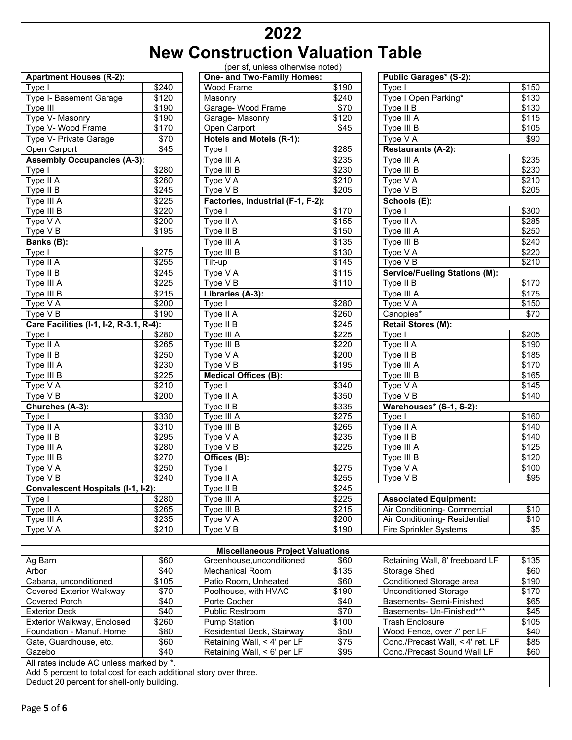# 2022
# New Construction Valuation Table

(per sf, unless otherwise noted)

| Apartment Houses (R-2): | |
|---|---|
| Type I | $240 |
| Type I- Basement Garage | $120 |
| Type III | $190 |
| Type V- Masonry | $190 |
| Type V- Wood Frame | $170 |
| Type V- Private Garage | $70 |
| Open Carport | $45 |
| **Assembly Occupancies (A-3):** | |
| Type I | $280 |
| Type II A | $260 |
| Type II B | $245 |
| Type III A | $225 |
| Type III B | $220 |
| Type V A | $200 |
| Type V B | $195 |
| **Banks (B):** | |
| Type I | $275 |
| Type II A | $255 |
| Type II B | $245 |
| Type III A | $225 |
| Type III B | $215 |
| Type V A | $200 |
| Type V B | $190 |
| **Care Facilities (I-1, I-2, R-3.1, R-4):** | |
| Type I | $280 |
| Type II A | $265 |
| Type II B | $250 |
| Type III A | $230 |
| Type III B | $225 |
| Type V A | $210 |
| Type V B | $200 |
| **Churches (A-3):** | |
| Type I | $330 |
| Type II A | $310 |
| Type II B | $295 |
| Type III A | $280 |
| Type III B | $270 |
| Type V A | $250 |
| Type V B | $240 |
| **Convalescent Hospitals (I-1, I-2):** | |
| Type I | $280 |
| Type II A | $265 |
| Type III A | $235 |
| Type V A | $210 |

| One- and Two-Family Homes: | |
|---|---|
| Wood Frame | $190 |
| Masonry | $240 |
| Garage- Wood Frame | $70 |
| Garage- Masonry | $120 |
| Open Carport | $45 |
| **Hotels and Motels (R-1):** | |
| Type I | $285 |
| Type III A | $235 |
| Type III B | $230 |
| Type V A | $210 |
| Type V B | $205 |
| **Factories, Industrial (F-1, F-2):** | |
| Type I | $170 |
| Type II A | $155 |
| Type II B | $150 |
| Type III A | $135 |
| Type III B | $130 |
| Tilt-up | $145 |
| Type V A | $115 |
| Type V B | $110 |
| **Libraries (A-3):** | |
| Type I | $280 |
| Type II A | $260 |
| Type II B | $245 |
| Type III A | $225 |
| Type III B | $220 |
| Type V A | $200 |
| Type V B | $195 |
| **Medical Offices (B):** | |
| Type I | $340 |
| Type II A | $350 |
| Type II B | $335 |
| Type III A | $275 |
| Type III B | $265 |
| Type V A | $235 |
| Type V B | $225 |
| **Offices (B):** | |
| Type I | $275 |
| Type II A | $255 |
| Type II B | $245 |
| Type III A | $225 |
| Type III B | $215 |
| Type V A | $200 |
| Type V B | $190 |

| Public Garages* (S-2): | |
|---|---|
| Type I | $150 |
| Type I Open Parking* | $130 |
| Type II B | $130 |
| Type III A | $115 |
| Type III B | $105 |
| Type V A | $90 |
| **Restaurants (A-2):** | |
| Type III A | $235 |
| Type III B | $230 |
| Type V A | $210 |
| Type V B | $205 |
| **Schools (E):** | |
| Type I | $300 |
| Type II A | $285 |
| Type III A | $250 |
| Type III B | $240 |
| Type V A | $220 |
| Type V B | $210 |
| **Service/Fueling Stations (M):** | |
| Type II B | $170 |
| Type III A | $175 |
| Type V A | $150 |
| Canopies* | $70 |
| **Retail Stores (M):** | |
| Type I | $205 |
| Type II A | $190 |
| Type II B | $185 |
| Type III A | $170 |
| Type III B | $165 |
| Type V A | $145 |
| Type V B | $140 |
| **Warehouses* (S-1, S-2):** | |
| Type I | $160 |
| Type II A | $140 |
| Type II B | $140 |
| Type III A | $125 |
| Type III B | $120 |
| Type V A | $100 |
| Type V B | $95 |

| Associated Equipment: | |
|---|---|
| Air Conditioning- Commercial | $10 |
| Air Conditioning- Residential | $10 |
| Fire Sprinkler Systems | $5 |

## Miscellaneous Project Valuations

| Item | Value | Item | Value | Item | Value |
|---|---|---|---|---|---|
| Ag Barn | $60 | Greenhouse,unconditioned | $60 | Retaining Wall, 8' freeboard LF | $135 |
| Arbor | $40 | Mechanical Room | $135 | Storage Shed | $60 |
| Cabana, unconditioned | $105 | Patio Room, Unheated | $60 | Conditioned Storage area | $190 |
| Covered Exterior Walkway | $70 | Poolhouse, with HVAC | $190 | Unconditioned Storage | $170 |
| Covered Porch | $40 | Porte Cocher | $40 | Basements- Semi-Finished | $65 |
| Exterior Deck | $40 | Public Restroom | $70 | Basements- Un-Finished*** | $45 |
| Exterior Walkway, Enclosed | $260 | Pump Station | $100 | Trash Enclosure | $105 |
| Foundation - Manuf. Home | $80 | Residential Deck, Stairway | $50 | Wood Fence, over 7' per LF | $40 |
| Gate, Guardhouse, etc. | $60 | Retaining Wall, < 4' per LF | $75 | Conc./Precast Wall, < 4' ret. LF | $85 |
| Gazebo | $40 | Retaining Wall, < 6' per LF | $95 | Conc./Precast Sound Wall LF | $60 |

All rates include AC unless marked by *.

Add 5 percent to total cost for each additional story over three.

Deduct 20 percent for shell-only building.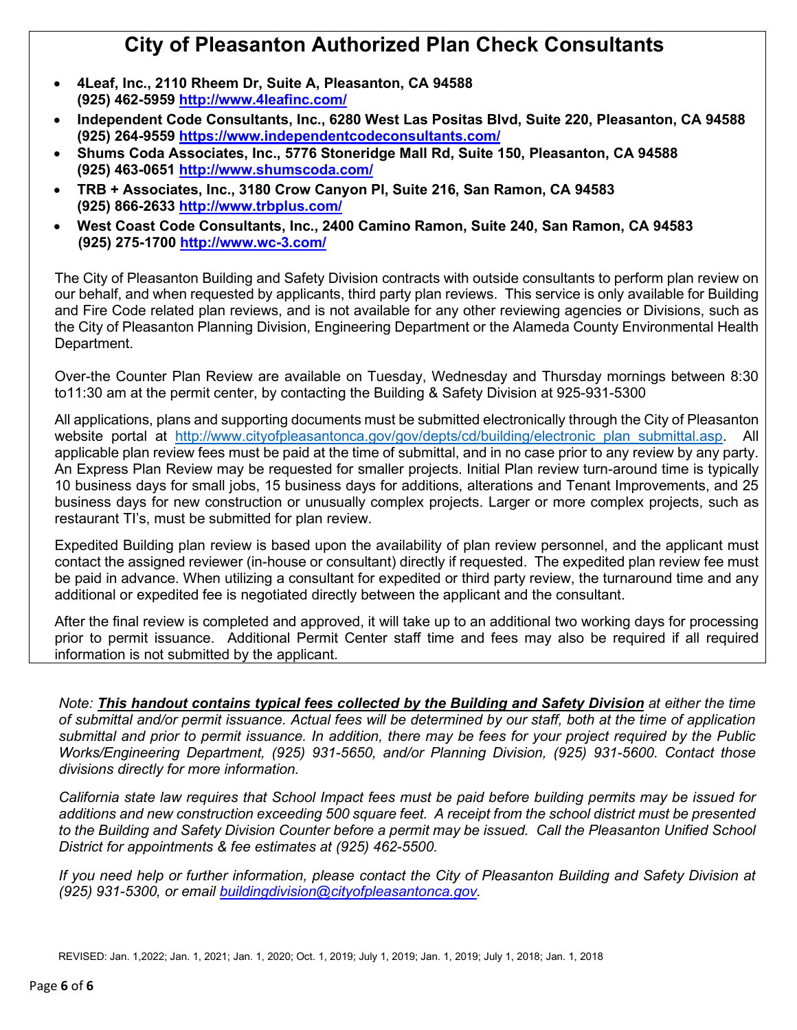# City of Pleasanton Authorized Plan Check Consultants

- **4Leaf, Inc., 2110 Rheem Dr, Suite A, Pleasanton, CA 94588 (925) 462-5959 [http://www.4leafinc.com/](http://www.4leafinc.com/)**
- **Independent Code Consultants, Inc., 6280 West Las Positas Blvd, Suite 220, Pleasanton, CA 94588 (925) 264-9559 [https://www.independentcodeconsultants.com/](https://www.independentcodeconsultants.com/)**
- **Shums Coda Associates, Inc., 5776 Stoneridge Mall Rd, Suite 150, Pleasanton, CA 94588 (925) 463-0651 [http://www.shumscoda.com/](http://www.shumscoda.com/)**
- **TRB + Associates, Inc., 3180 Crow Canyon Pl, Suite 216, San Ramon, CA 94583 (925) 866-2633 [http://www.trbplus.com/](http://www.trbplus.com/)**
- **West Coast Code Consultants, Inc., 2400 Camino Ramon, Suite 240, San Ramon, CA 94583 (925) 275-1700 [http://www.wc-3.com/](http://www.wc-3.com/)**

The City of Pleasanton Building and Safety Division contracts with outside consultants to perform plan review on our behalf, and when requested by applicants, third party plan reviews. This service is only available for Building and Fire Code related plan reviews, and is not available for any other reviewing agencies or Divisions, such as the City of Pleasanton Planning Division, Engineering Department or the Alameda County Environmental Health Department.

Over-the Counter Plan Review are available on Tuesday, Wednesday and Thursday mornings between 8:30 to11:30 am at the permit center, by contacting the Building & Safety Division at 925-931-5300

All applications, plans and supporting documents must be submitted electronically through the City of Pleasanton website portal at [http://www.cityofpleasantonca.gov/gov/depts/cd/building/electronic_plan_submittal.asp](http://www.cityofpleasantonca.gov/gov/depts/cd/building/electronic_plan_submittal.asp). All applicable plan review fees must be paid at the time of submittal, and in no case prior to any review by any party. An Express Plan Review may be requested for smaller projects. Initial Plan review turn-around time is typically 10 business days for small jobs, 15 business days for additions, alterations and Tenant Improvements, and 25 business days for new construction or unusually complex projects. Larger or more complex projects, such as restaurant TI's, must be submitted for plan review.

Expedited Building plan review is based upon the availability of plan review personnel, and the applicant must contact the assigned reviewer (in-house or consultant) directly if requested. The expedited plan review fee must be paid in advance. When utilizing a consultant for expedited or third party review, the turnaround time and any additional or expedited fee is negotiated directly between the applicant and the consultant.

After the final review is completed and approved, it will take up to an additional two working days for processing prior to permit issuance. Additional Permit Center staff time and fees may also be required if all required information is not submitted by the applicant.

*Note: **This handout contains typical fees collected by the Building and Safety Division** at either the time of submittal and/or permit issuance. Actual fees will be determined by our staff, both at the time of application submittal and prior to permit issuance. In addition, there may be fees for your project required by the Public Works/Engineering Department, (925) 931-5650, and/or Planning Division, (925) 931-5600. Contact those divisions directly for more information.*

*California state law requires that School Impact fees must be paid before building permits may be issued for additions and new construction exceeding 500 square feet. A receipt from the school district must be presented to the Building and Safety Division Counter before a permit may be issued. Call the Pleasanton Unified School District for appointments & fee estimates at (925) 462-5500.*

*If you need help or further information, please contact the City of Pleasanton Building and Safety Division at (925) 931-5300, or email [buildingdivision@cityofpleasantonca.gov](mailto:buildingdivision@cityofpleasantonca.gov).*

REVISED: Jan. 1,2022; Jan. 1, 2021; Jan. 1, 2020; Oct. 1, 2019; July 1, 2019; Jan. 1, 2019; July 1, 2018; Jan. 1, 2018